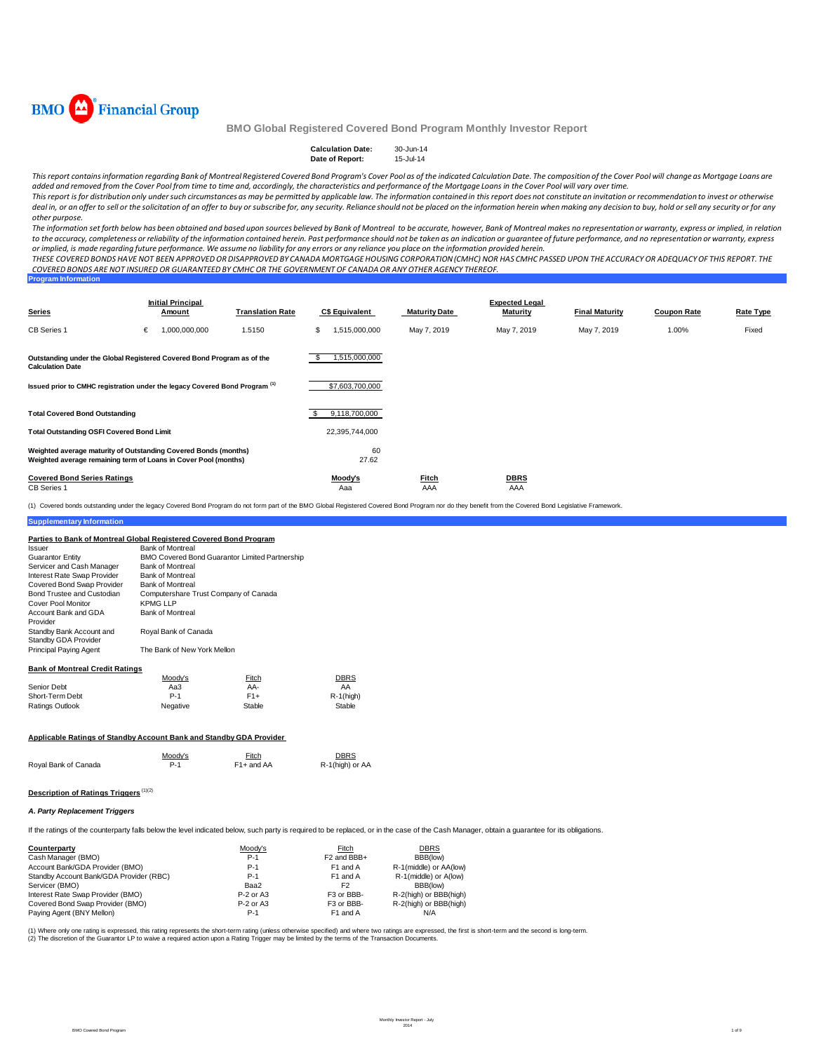BMO Financial Group

# BMO Global Registered Covered Bond Program Monthly Investor Report

**Calculation Date:** 30-Jun-14
**Date of Report:** 15-Jul-14

*This report contains information regarding Bank of Montreal Registered Covered Bond Program's Cover Pool as of the indicated Calculation Date. The composition of the Cover Pool will change as Mortgage Loans are added and removed from the Cover Pool from time to time and, accordingly, the characteristics and performance of the Mortgage Loans in the Cover Pool will vary over time.*

*This report is for distribution only under such circumstances as may be permitted by applicable law. The information contained in this report does not constitute an invitation or recommendation to invest or otherwise deal in, or an offer to sell or the solicitation of an offer to buy or subscribe for, any security. Reliance should not be placed on the information herein when making any decision to buy, hold or sell any security or for any other purpose.*

*The information set forth below has been obtained and based upon sources believed by Bank of Montreal to be accurate, however, Bank of Montreal makes no representation or warranty, express or implied, in relation to the accuracy, completeness or reliability of the information contained herein. Past performance should not be taken as an indication or guarantee of future performance, and no representation or warranty, express or implied, is made regarding future performance. We assume no liability for any errors or any reliance you place on the information provided herein.*

*THESE COVERED BONDS HAVE NOT BEEN APPROVED OR DISAPPROVED BY CANADA MORTGAGE HOUSING CORPORATION (CMHC) NOR HAS CMHC PASSED UPON THE ACCURACY OR ADEQUACY OF THIS REPORT. THE COVERED BONDS ARE NOT INSURED OR GUARANTEED BY CMHC OR THE GOVERNMENT OF CANADA OR ANY OTHER AGENCY THEREOF.*

## Program Information

| Series | Initial Principal Amount | Translation Rate | C$ Equivalent | Maturity Date | Expected Legal Maturity | Final Maturity | Coupon Rate | Rate Type |
|---|---|---|---|---|---|---|---|---|
| CB Series 1 | € 1,000,000,000 | 1.5150 | $ 1,515,000,000 | May 7, 2019 | May 7, 2019 | May 7, 2019 | 1.00% | Fixed |

| | |
|---|---|
| **Outstanding under the Global Registered Covered Bond Program as of the Calculation Date** | $ 1,515,000,000 |
| **Issued prior to CMHC registration under the legacy Covered Bond Program** [1] | $7,603,700,000 |
| **Total Covered Bond Outstanding** | $ 9,118,700,000 |
| **Total Outstanding OSFI Covered Bond Limit** | 22,395,744,000 |
| **Weighted average maturity of Outstanding Covered Bonds (months)** | 60 |
| **Weighted average remaining term of Loans in Cover Pool (months)** | 27.62 |

| Covered Bond Series Ratings | Moody's | Fitch | DBRS |
|---|---|---|---|
| CB Series 1 | Aaa | AAA | AAA |

(1) Covered bonds outstanding under the legacy Covered Bond Program do not form part of the BMO Global Registered Covered Bond Program nor do they benefit from the Covered Bond Legislative Framework.

## Supplementary Information

**Parties to Bank of Montreal Global Registered Covered Bond Program**

| | |
|---|---|
| Issuer | Bank of Montreal |
| Guarantor Entity | BMO Covered Bond Guarantor Limited Partnership |
| Servicer and Cash Manager | Bank of Montreal |
| Interest Rate Swap Provider | Bank of Montreal |
| Covered Bond Swap Provider | Bank of Montreal |
| Bond Trustee and Custodian | Computershare Trust Company of Canada |
| Cover Pool Monitor | KPMG LLP |
| Account Bank and GDA Provider | Bank of Montreal |
| Standby Bank Account and Standby GDA Provider | Royal Bank of Canada |
| Principal Paying Agent | The Bank of New York Mellon |

**Bank of Montreal Credit Ratings**

| | Moody's | Fitch | DBRS |
|---|---|---|---|
| Senior Debt | Aa3 | AA- | AA |
| Short-Term Debt | P-1 | F1+ | R-1(high) |
| Ratings Outlook | Negative | Stable | Stable |

**Applicable Ratings of Standby Account Bank and Standby GDA Provider**

| | Moody's | Fitch | DBRS |
|---|---|---|---|
| Royal Bank of Canada | P-1 | F1+ and AA | R-1(high) or AA |

**Description of Ratings Triggers** [1][2]

***A. Party Replacement Triggers***

If the ratings of the counterparty falls below the level indicated below, such party is required to be replaced, or in the case of the Cash Manager, obtain a guarantee for its obligations.

| Counterparty | Moody's | Fitch | DBRS |
|---|---|---|---|
| Cash Manager (BMO) | P-1 | F2 and BBB+ | BBB(low) |
| Account Bank/GDA Provider (BMO) | P-1 | F1 and A | R-1(middle) or AA(low) |
| Standby Account Bank/GDA Provider (RBC) | P-1 | F1 and A | R-1(middle) or A(low) |
| Servicer (BMO) | Baa2 | F2 | BBB(low) |
| Interest Rate Swap Provider (BMO) | P-2 or A3 | F3 or BBB- | R-2(high) or BBB(high) |
| Covered Bond Swap Provider (BMO) | P-2 or A3 | F3 or BBB- | R-2(high) or BBB(high) |
| Paying Agent (BNY Mellon) | P-1 | F1 and A | N/A |

(1) Where only one rating is expressed, this rating represents the short-term rating (unless otherwise specified) and where two ratings are expressed, the first is short-term and the second is long-term.
(2) The discretion of the Guarantor LP to waive a required action upon a Rating Trigger may be limited by the terms of the Transaction Documents.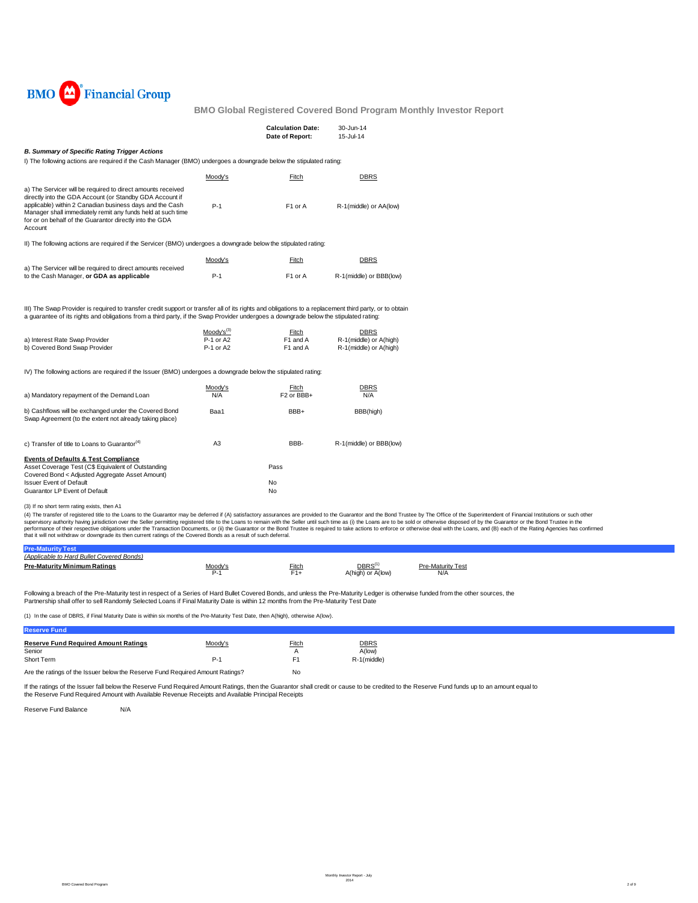**BMO Global Registered Covered Bond Program Monthly Investor Report**

| | |
|---|---|
| **Calculation Date:** | 30-Jun-14 |
| **Date of Report:** | 15-Jul-14 |

***B. Summary of Specific Rating Trigger Actions***

I) The following actions are required if the Cash Manager (BMO) undergoes a downgrade below the stipulated rating:

| | Moody's | Fitch | DBRS |
|---|---|---|---|
| a) The Servicer will be required to direct amounts received directly into the GDA Account (or Standby GDA Account if applicable) within 2 Canadian business days and the Cash Manager shall immediately remit any funds held at such time for or on behalf of the Guarantor directly into the GDA Account | P-1 | F1 or A | R-1(middle) or AA(low) |

II) The following actions are required if the Servicer (BMO) undergoes a downgrade below the stipulated rating:

| | Moody's | Fitch | DBRS |
|---|---|---|---|
| a) The Servicer will be required to direct amounts received to the Cash Manager, **or GDA as applicable** | P-1 | F1 or A | R-1(middle) or BBB(low) |

III) The Swap Provider is required to transfer credit support or transfer all of its rights and obligations to a replacement third party, or to obtain a guarantee of its rights and obligations from a third party, if the Swap Provider undergoes a downgrade below the stipulated rating:

| | Moody's[3] | Fitch | DBRS |
|---|---|---|---|
| a) Interest Rate Swap Provider | P-1 or A2 | F1 and A | R-1(middle) or A(high) |
| b) Covered Bond Swap Provider | P-1 or A2 | F1 and A | R-1(middle) or A(high) |

IV) The following actions are required if the Issuer (BMO) undergoes a downgrade below the stipulated rating:

| | Moody's | Fitch | DBRS |
|---|---|---|---|
| a) Mandatory repayment of the Demand Loan | N/A | F2 or BBB+ | N/A |
| b) Cashflows will be exchanged under the Covered Bond Swap Agreement (to the extent not already taking place) | Baa1 | BBB+ | BBB(high) |
| c) Transfer of title to Loans to Guarantor[4] | A3 | BBB- | R-1(middle) or BBB(low) |

**Events of Defaults & Test Compliance**

| | |
|---|---|
| Asset Coverage Test (C$ Equivalent of Outstanding Covered Bond < Adjusted Aggregate Asset Amount) | Pass |
| Issuer Event of Default | No |
| Guarantor LP Event of Default | No |

(3) If no short term rating exists, then A1

(4) The transfer of registered title to the Loans to the Guarantor may be deferred if (A) satisfactory assurances are provided to the Guarantor and the Bond Trustee by The Office of the Superintendent of Financial Institutions or such other supervisory authority having jurisdiction over the Seller permitting registered title to the Loans to remain with the Seller until such time as (i) the Loans are to be sold or otherwise disposed of by the Guarantor or the Bond Trustee in the performance of their respective obligations under the Transaction Documents, or (ii) the Guarantor or the Bond Trustee is required to take actions to enforce or otherwise deal with the Loans, and (B) each of the Rating Agencies has confirmed that it will not withdraw or downgrade its then current ratings of the Covered Bonds as a result of such deferral.

**Pre-Maturity Test**

*(Applicable to Hard Bullet Covered Bonds)*

| **Pre-Maturity Minimum Ratings** | Moody's | Fitch | DBRS[1] | Pre-Maturity Test |
|---|---|---|---|---|
| | P-1 | F1+ | A(high) or A(low) | N/A |

Following a breach of the Pre-Maturity test in respect of a Series of Hard Bullet Covered Bonds, and unless the Pre-Maturity Ledger is otherwise funded from the other sources, the Partnership shall offer to sell Randomly Selected Loans if Final Maturity Date is within 12 months from the Pre-Maturity Test Date

(1) In the case of DBRS, if Final Maturity Date is within six months of the Pre-Maturity Test Date, then A(high), otherwise A(low).

**Reserve Fund**

| **Reserve Fund Required Amount Ratings** | Moody's | Fitch | DBRS |
|---|---|---|---|
| Senior | | A | A(low) |
| Short Term | P-1 | F1 | R-1(middle) |

Are the ratings of the Issuer below the Reserve Fund Required Amount Ratings? No

If the ratings of the Issuer fall below the Reserve Fund Required Amount Ratings, then the Guarantor shall credit or cause to be credited to the Reserve Fund funds up to an amount equal to the Reserve Fund Required Amount with Available Revenue Receipts and Available Principal Receipts

Reserve Fund Balance N/A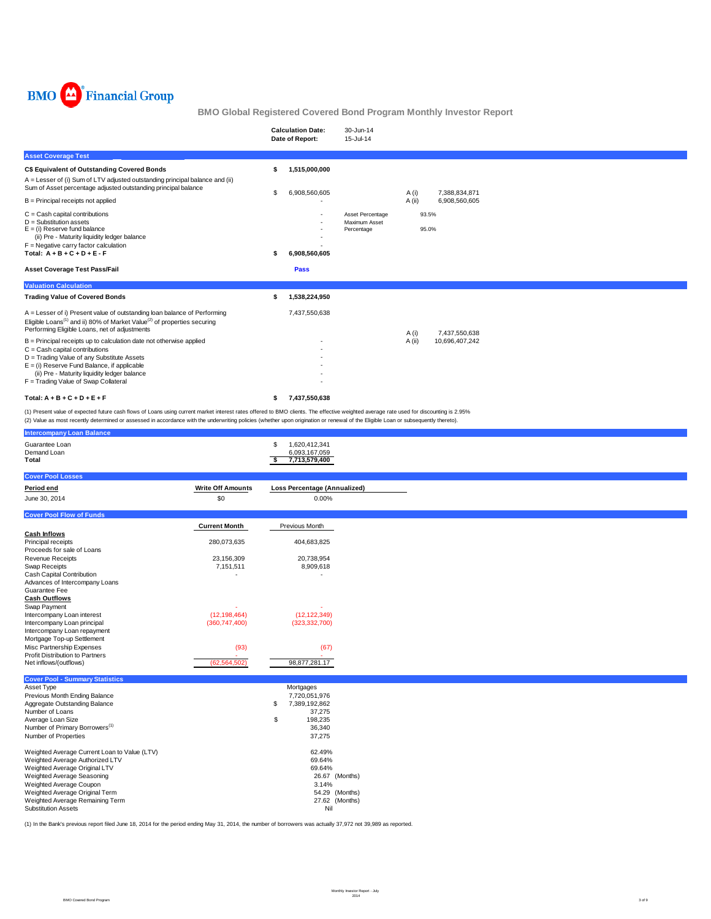BMO Financial Group

# BMO Global Registered Covered Bond Program Monthly Investor Report

| | |
|---|---|
| **Calculation Date:** | 30-Jun-14 |
| **Date of Report:** | 15-Jul-14 |

## Asset Coverage Test

| | | | | |
|---|---|---|---|---|
| **C$ Equivalent of Outstanding Covered Bonds** | **$ 1,515,000,000** | | | |
| A = Lesser of (i) Sum of LTV adjusted outstanding principal balance and (ii) Sum of Asset percentage adjusted outstanding principal balance | $ 6,908,560,605 | | A (i) | 7,388,834,871 |
| B = Principal receipts not applied | - | | A (ii) | 6,908,560,605 |
| C = Cash capital contributions | - | Asset Percentage | 93.5% | |
| D = Substitution assets | - | Maximum Asset Percentage | 95.0% | |
| E = (i) Reserve fund balance | - | | | |
| (ii) Pre - Maturity liquidity ledger balance | - | | | |
| F = Negative carry factor calculation | - | | | |
| **Total: A + B + C + D + E - F** | **$ 6,908,560,605** | | | |
| **Asset Coverage Test Pass/Fail** | **Pass** | | | |

## Valuation Calculation

| | | | |
|---|---|---|---|
| **Trading Value of Covered Bonds** | **$ 1,538,224,950** | | |
| A = Lesser of i) Present value of outstanding loan balance of Performing Eligible Loans[1] and ii) 80% of Market Value[2] of properties securing Performing Eligible Loans, net of adjustments | 7,437,550,638 | A (i) | 7,437,550,638 |
| B = Principal receipts up to calculation date not otherwise applied | - | A (ii) | 10,696,407,242 |
| C = Cash capital contributions | - | | |
| D = Trading Value of any Substitute Assets | - | | |
| E = (i) Reserve Fund Balance, if applicable | - | | |
| (ii) Pre - Maturity liquidity ledger balance | - | | |
| F = Trading Value of Swap Collateral | - | | |
| **Total: A + B + C + D + E + F** | **$ 7,437,550,638** | | |

(1) Present value of expected future cash flows of Loans using current market interest rates offered to BMO clients. The effective weighted average rate used for discounting is 2.95%
(2) Value as most recently determined or assessed in accordance with the underwriting policies (whether upon origination or renewal of the Eligible Loan or subsequently thereto).

## Intercompany Loan Balance

| | |
|---|---|
| Guarantee Loan | $ 1,620,412,341 |
| Demand Loan | 6,093,167,059 |
| **Total** | **$ 7,713,579,400** |

## Cover Pool Losses

| Period end | Write Off Amounts | Loss Percentage (Annualized) |
|---|---|---|
| June 30, 2014 | $0 | 0.00% |

## Cover Pool Flow of Funds

| | Current Month | Previous Month |
|---|---|---|
| **Cash Inflows** | | |
| Principal receipts | 280,073,635 | 404,683,825 |
| Proceeds for sale of Loans | | |
| Revenue Receipts | 23,156,309 | 20,738,954 |
| Swap Receipts | 7,151,511 | 8,909,618 |
| Cash Capital Contribution | - | - |
| Advances of Intercompany Loans | | |
| Guarantee Fee | | |
| **Cash Outflows** | | |
| Swap Payment | - | - |
| Intercompany Loan interest | (12,198,464) | (12,122,349) |
| Intercompany Loan principal | (360,747,400) | (323,332,700) |
| Intercompany Loan repayment | | |
| Mortgage Top-up Settlement | | |
| Misc Partnership Expenses | (93) | (67) |
| Profit Distribution to Partners | - | - |
| Net inflows/(outflows) | (62,564,502) | 98,877,281.17 |

## Cover Pool - Summary Statistics

| | |
|---|---|
| Asset Type | Mortgages |
| Previous Month Ending Balance | 7,720,051,976 |
| Aggregate Outstanding Balance | $ 7,389,192,862 |
| Number of Loans | 37,275 |
| Average Loan Size | $ 198,235 |
| Number of Primary Borrowers[1] | 36,340 |
| Number of Properties | 37,275 |
| Weighted Average Current Loan to Value (LTV) | 62.49% |
| Weighted Average Authorized LTV | 69.64% |
| Weighted Average Original LTV | 69.64% |
| Weighted Average Seasoning | 26.67 (Months) |
| Weighted Average Coupon | 3.14% |
| Weighted Average Original Term | 54.29 (Months) |
| Weighted Average Remaining Term | 27.62 (Months) |
| Substitution Assets | Nil |

(1) In the Bank's previous report filed June 18, 2014 for the period ending May 31, 2014, the number of borrowers was actually 37,972 not 39,989 as reported.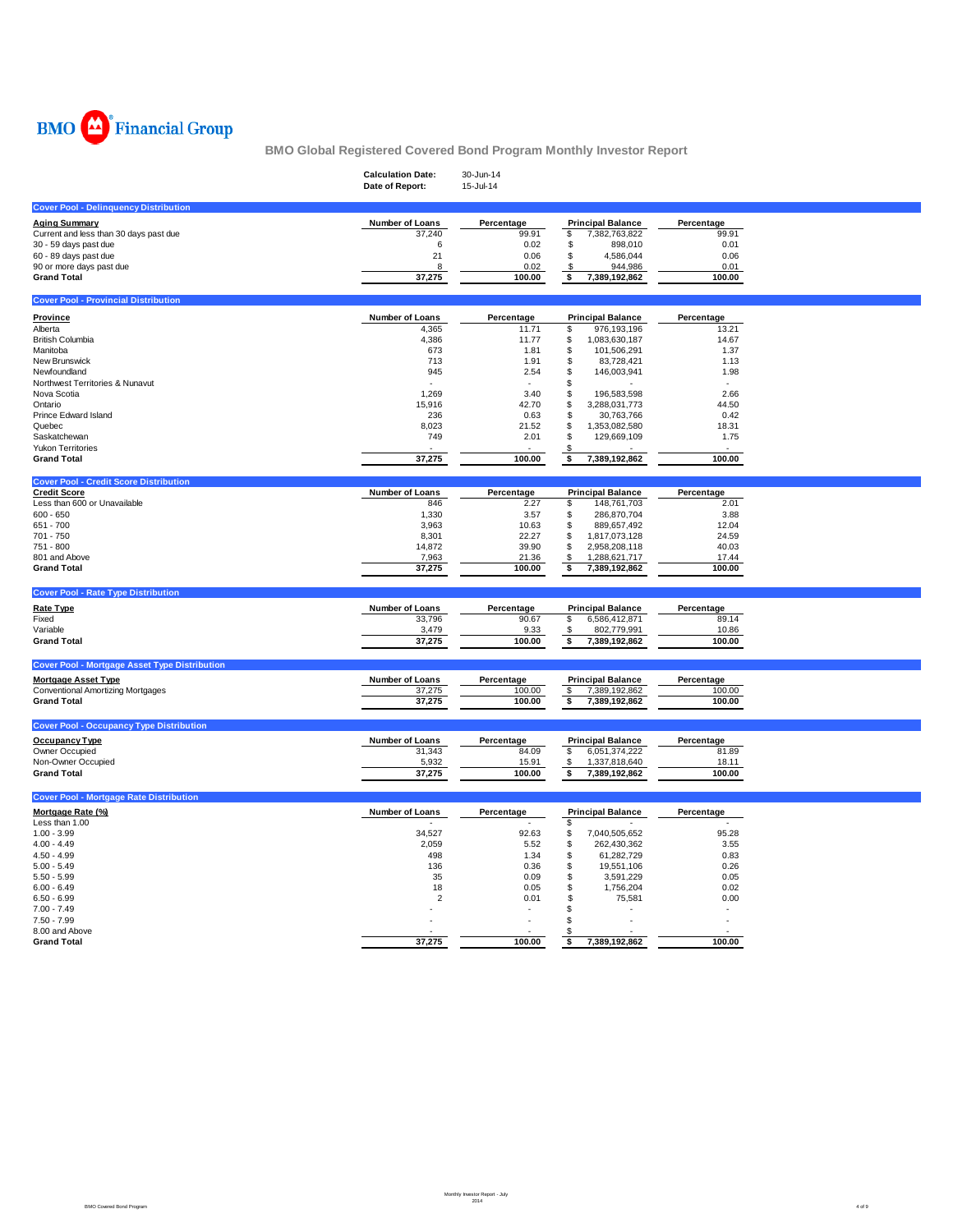BMO Financial Group

# BMO Global Registered Covered Bond Program Monthly Investor Report

**Calculation Date:** 30-Jun-14
**Date of Report:** 15-Jul-14

## Cover Pool - Delinquency Distribution

| Aging Summary | Number of Loans | Percentage | Principal Balance | Percentage |
|---|---|---|---|---|
| Current and less than 30 days past due | 37,240 | 99.91 | $ 7,382,763,822 | 99.91 |
| 30 - 59 days past due | 6 | 0.02 | $ 898,010 | 0.01 |
| 60 - 89 days past due | 21 | 0.06 | $ 4,586,044 | 0.06 |
| 90 or more days past due | 8 | 0.02 | $ 944,986 | 0.01 |
| **Grand Total** | **37,275** | **100.00** | **$ 7,389,192,862** | **100.00** |

## Cover Pool - Provincial Distribution

| Province | Number of Loans | Percentage | Principal Balance | Percentage |
|---|---|---|---|---|
| Alberta | 4,365 | 11.71 | $ 976,193,196 | 13.21 |
| British Columbia | 4,386 | 11.77 | $ 1,083,630,187 | 14.67 |
| Manitoba | 673 | 1.81 | $ 101,506,291 | 1.37 |
| New Brunswick | 713 | 1.91 | $ 83,728,421 | 1.13 |
| Newfoundland | 945 | 2.54 | $ 146,003,941 | 1.98 |
| Northwest Territories & Nunavut | - | - | $ - | - |
| Nova Scotia | 1,269 | 3.40 | $ 196,583,598 | 2.66 |
| Ontario | 15,916 | 42.70 | $ 3,288,031,773 | 44.50 |
| Prince Edward Island | 236 | 0.63 | $ 30,763,766 | 0.42 |
| Quebec | 8,023 | 21.52 | $ 1,353,082,580 | 18.31 |
| Saskatchewan | 749 | 2.01 | $ 129,669,109 | 1.75 |
| Yukon Territories | - | - | $ - | - |
| **Grand Total** | **37,275** | **100.00** | **$ 7,389,192,862** | **100.00** |

## Cover Pool - Credit Score Distribution

| Credit Score | Number of Loans | Percentage | Principal Balance | Percentage |
|---|---|---|---|---|
| Less than 600 or Unavailable | 846 | 2.27 | $ 148,761,703 | 2.01 |
| 600 - 650 | 1,330 | 3.57 | $ 286,870,704 | 3.88 |
| 651 - 700 | 3,963 | 10.63 | $ 889,657,492 | 12.04 |
| 701 - 750 | 8,301 | 22.27 | $ 1,817,073,128 | 24.59 |
| 751 - 800 | 14,872 | 39.90 | $ 2,958,208,118 | 40.03 |
| 801 and Above | 7,963 | 21.36 | $ 1,288,621,717 | 17.44 |
| **Grand Total** | **37,275** | **100.00** | **$ 7,389,192,862** | **100.00** |

## Cover Pool - Rate Type Distribution

| Rate Type | Number of Loans | Percentage | Principal Balance | Percentage |
|---|---|---|---|---|
| Fixed | 33,796 | 90.67 | $ 6,586,412,871 | 89.14 |
| Variable | 3,479 | 9.33 | $ 802,779,991 | 10.86 |
| **Grand Total** | **37,275** | **100.00** | **$ 7,389,192,862** | **100.00** |

## Cover Pool - Mortgage Asset Type Distribution

| Mortgage Asset Type | Number of Loans | Percentage | Principal Balance | Percentage |
|---|---|---|---|---|
| Conventional Amortizing Mortgages | 37,275 | 100.00 | $ 7,389,192,862 | 100.00 |
| **Grand Total** | **37,275** | **100.00** | **$ 7,389,192,862** | **100.00** |

## Cover Pool - Occupancy Type Distribution

| Occupancy Type | Number of Loans | Percentage | Principal Balance | Percentage |
|---|---|---|---|---|
| Owner Occupied | 31,343 | 84.09 | $ 6,051,374,222 | 81.89 |
| Non-Owner Occupied | 5,932 | 15.91 | $ 1,337,818,640 | 18.11 |
| **Grand Total** | **37,275** | **100.00** | **$ 7,389,192,862** | **100.00** |

## Cover Pool - Mortgage Rate Distribution

| Mortgage Rate (%) | Number of Loans | Percentage | Principal Balance | Percentage |
|---|---|---|---|---|
| Less than 1.00 | - | - | $ - | - |
| 1.00 - 3.99 | 34,527 | 92.63 | $ 7,040,505,652 | 95.28 |
| 4.00 - 4.49 | 2,059 | 5.52 | $ 262,430,362 | 3.55 |
| 4.50 - 4.99 | 498 | 1.34 | $ 61,282,729 | 0.83 |
| 5.00 - 5.49 | 136 | 0.36 | $ 19,551,106 | 0.26 |
| 5.50 - 5.99 | 35 | 0.09 | $ 3,591,229 | 0.05 |
| 6.00 - 6.49 | 18 | 0.05 | $ 1,756,204 | 0.02 |
| 6.50 - 6.99 | 2 | 0.01 | $ 75,581 | 0.00 |
| 7.00 - 7.49 | - | - | $ - | - |
| 7.50 - 7.99 | - | - | $ - | - |
| 8.00 and Above | - | - | $ - | - |
| **Grand Total** | **37,275** | **100.00** | **$ 7,389,192,862** | **100.00** |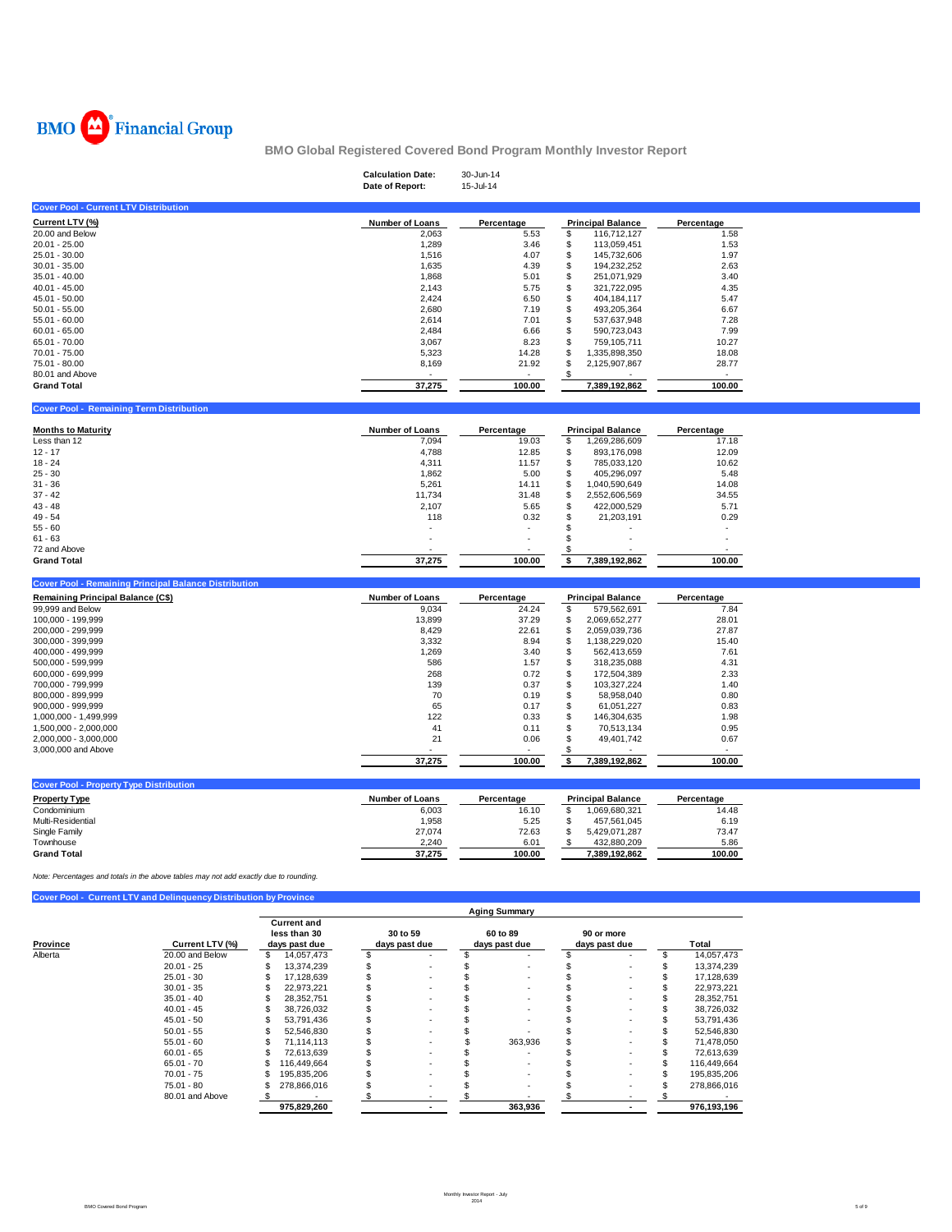BMO Financial Group

# BMO Global Registered Covered Bond Program Monthly Investor Report

**Calculation Date:** 30-Jun-14
**Date of Report:** 15-Jul-14

## Cover Pool - Current LTV Distribution

| Current LTV (%) | Number of Loans | Percentage | Principal Balance | Percentage |
|---|---|---|---|---|
| 20.00 and Below | 2,063 | 5.53 | $ 116,712,127 | 1.58 |
| 20.01 - 25.00 | 1,289 | 3.46 | $ 113,059,451 | 1.53 |
| 25.01 - 30.00 | 1,516 | 4.07 | $ 145,732,606 | 1.97 |
| 30.01 - 35.00 | 1,635 | 4.39 | $ 194,232,252 | 2.63 |
| 35.01 - 40.00 | 1,868 | 5.01 | $ 251,071,929 | 3.40 |
| 40.01 - 45.00 | 2,143 | 5.75 | $ 321,722,095 | 4.35 |
| 45.01 - 50.00 | 2,424 | 6.50 | $ 404,184,117 | 5.47 |
| 50.01 - 55.00 | 2,680 | 7.19 | $ 493,205,364 | 6.67 |
| 55.01 - 60.00 | 2,614 | 7.01 | $ 537,637,948 | 7.28 |
| 60.01 - 65.00 | 2,484 | 6.66 | $ 590,723,043 | 7.99 |
| 65.01 - 70.00 | 3,067 | 8.23 | $ 759,105,711 | 10.27 |
| 70.01 - 75.00 | 5,323 | 14.28 | $ 1,335,898,350 | 18.08 |
| 75.01 - 80.00 | 8,169 | 21.92 | $ 2,125,907,867 | 28.77 |
| 80.01 and Above | - | - | $ - | - |
| **Grand Total** | **37,275** | **100.00** | **7,389,192,862** | **100.00** |

## Cover Pool - Remaining Term Distribution

| Months to Maturity | Number of Loans | Percentage | Principal Balance | Percentage |
|---|---|---|---|---|
| Less than 12 | 7,094 | 19.03 | $ 1,269,286,609 | 17.18 |
| 12 - 17 | 4,788 | 12.85 | $ 893,176,098 | 12.09 |
| 18 - 24 | 4,311 | 11.57 | $ 785,033,120 | 10.62 |
| 25 - 30 | 1,862 | 5.00 | $ 405,296,097 | 5.48 |
| 31 - 36 | 5,261 | 14.11 | $ 1,040,590,649 | 14.08 |
| 37 - 42 | 11,734 | 31.48 | $ 2,552,606,569 | 34.55 |
| 43 - 48 | 2,107 | 5.65 | $ 422,000,529 | 5.71 |
| 49 - 54 | 118 | 0.32 | $ 21,203,191 | 0.29 |
| 55 - 60 | - | - | $ - | - |
| 61 - 63 | - | - | $ - | - |
| 72 and Above | - | - | $ - | - |
| **Grand Total** | **37,275** | **100.00** | **$ 7,389,192,862** | **100.00** |

## Cover Pool - Remaining Principal Balance Distribution

| Remaining Principal Balance (C$) | Number of Loans | Percentage | Principal Balance | Percentage |
|---|---|---|---|---|
| 99,999 and Below | 9,034 | 24.24 | $ 579,562,691 | 7.84 |
| 100,000 - 199,999 | 13,899 | 37.29 | $ 2,069,652,277 | 28.01 |
| 200,000 - 299,999 | 8,429 | 22.61 | $ 2,059,039,736 | 27.87 |
| 300,000 - 399,999 | 3,332 | 8.94 | $ 1,138,229,020 | 15.40 |
| 400,000 - 499,999 | 1,269 | 3.40 | $ 562,413,659 | 7.61 |
| 500,000 - 599,999 | 586 | 1.57 | $ 318,235,088 | 4.31 |
| 600,000 - 699,999 | 268 | 0.72 | $ 172,504,389 | 2.33 |
| 700,000 - 799,999 | 139 | 0.37 | $ 103,327,224 | 1.40 |
| 800,000 - 899,999 | 70 | 0.19 | $ 58,958,040 | 0.80 |
| 900,000 - 999,999 | 65 | 0.17 | $ 61,051,227 | 0.83 |
| 1,000,000 - 1,499,999 | 122 | 0.33 | $ 146,304,635 | 1.98 |
| 1,500,000 - 2,000,000 | 41 | 0.11 | $ 70,513,134 | 0.95 |
| 2,000,000 - 3,000,000 | 21 | 0.06 | $ 49,401,742 | 0.67 |
| 3,000,000 and Above | - | - | $ - | - |
| | **37,275** | **100.00** | **$ 7,389,192,862** | **100.00** |

## Cover Pool - Property Type Distribution

| Property Type | Number of Loans | Percentage | Principal Balance | Percentage |
|---|---|---|---|---|
| Condominium | 6,003 | 16.10 | $ 1,069,680,321 | 14.48 |
| Multi-Residential | 1,958 | 5.25 | $ 457,561,045 | 6.19 |
| Single Family | 27,074 | 72.63 | $ 5,429,071,287 | 73.47 |
| Townhouse | 2,240 | 6.01 | $ 432,880,209 | 5.86 |
| **Grand Total** | **37,275** | **100.00** | **7,389,192,862** | **100.00** |

*Note: Percentages and totals in the above tables may not add exactly due to rounding.*

## Cover Pool - Current LTV and Delinquency Distribution by Province

| | | Aging Summary | | | | |
|---|---|---|---|---|---|---|
| Province | Current LTV (%) | Current and less than 30 days past due | 30 to 59 days past due | 60 to 89 days past due | 90 or more days past due | Total |
| Alberta | 20.00 and Below | $ 14,057,473 | $ - | $ - | $ - | $ 14,057,473 |
| | 20.01 - 25 | $ 13,374,239 | $ - | $ - | $ - | $ 13,374,239 |
| | 25.01 - 30 | $ 17,128,639 | $ - | $ - | $ - | $ 17,128,639 |
| | 30.01 - 35 | $ 22,973,221 | $ - | $ - | $ - | $ 22,973,221 |
| | 35.01 - 40 | $ 28,352,751 | $ - | $ - | $ - | $ 28,352,751 |
| | 40.01 - 45 | $ 38,726,032 | $ - | $ - | $ - | $ 38,726,032 |
| | 45.01 - 50 | $ 53,791,436 | $ - | $ - | $ - | $ 53,791,436 |
| | 50.01 - 55 | $ 52,546,830 | $ - | $ - | $ - | $ 52,546,830 |
| | 55.01 - 60 | $ 71,114,113 | $ - | $ 363,936 | $ - | $ 71,478,050 |
| | 60.01 - 65 | $ 72,613,639 | $ - | $ - | $ - | $ 72,613,639 |
| | 65.01 - 70 | $ 116,449,664 | $ - | $ - | $ - | $ 116,449,664 |
| | 70.01 - 75 | $ 195,835,206 | $ - | $ - | $ - | $ 195,835,206 |
| | 75.01 - 80 | $ 278,866,016 | $ - | $ - | $ - | $ 278,866,016 |
| | 80.01 and Above | $ - | $ - | $ - | $ - | $ - |
| | | **975,829,260** | **-** | **363,936** | **-** | **976,193,196** |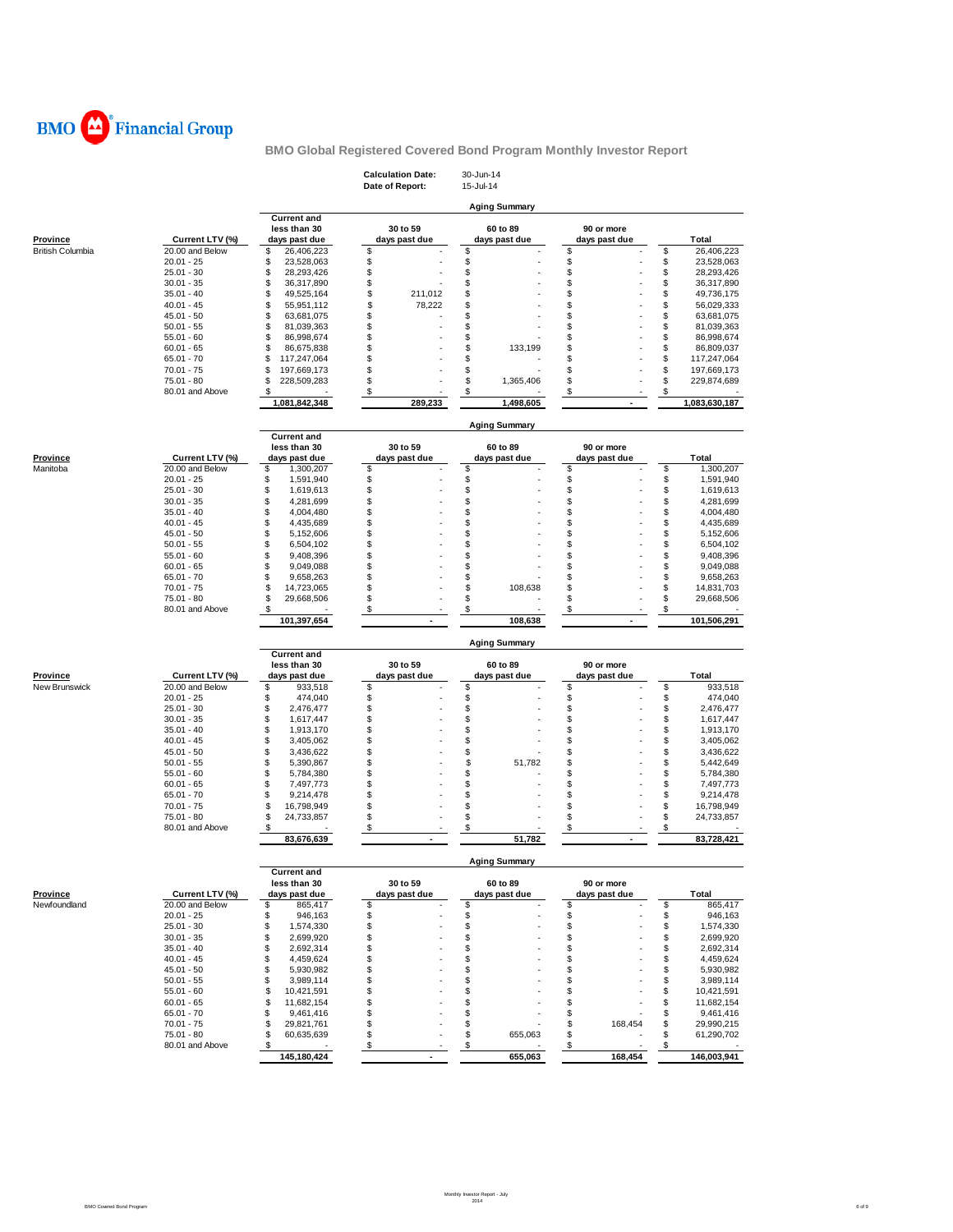BMO Financial Group

**BMO Global Registered Covered Bond Program Monthly Investor Report**

**Calculation Date:** 30-Jun-14
**Date of Report:** 15-Jul-14

**Aging Summary**

| Province | Current LTV (%) | Current and less than 30 days past due | 30 to 59 days past due | 60 to 89 days past due | 90 or more days past due | Total |
|---|---|---|---|---|---|---|
| British Columbia | 20.00 and Below | $ 26,406,223 | $ - | $ - | $ - | $ 26,406,223 |
| | 20.01 - 25 | $ 23,528,063 | $ - | $ - | $ - | $ 23,528,063 |
| | 25.01 - 30 | $ 28,293,426 | $ - | $ - | $ - | $ 28,293,426 |
| | 30.01 - 35 | $ 36,317,890 | $ - | $ - | $ - | $ 36,317,890 |
| | 35.01 - 40 | $ 49,525,164 | $ 211,012 | $ - | $ - | $ 49,736,175 |
| | 40.01 - 45 | $ 55,951,112 | $ 78,222 | $ - | $ - | $ 56,029,333 |
| | 45.01 - 50 | $ 63,681,075 | $ - | $ - | $ - | $ 63,681,075 |
| | 50.01 - 55 | $ 81,039,363 | $ - | $ - | $ - | $ 81,039,363 |
| | 55.01 - 60 | $ 86,998,674 | $ - | $ - | $ - | $ 86,998,674 |
| | 60.01 - 65 | $ 86,675,838 | $ - | $ 133,199 | $ - | $ 86,809,037 |
| | 65.01 - 70 | $ 117,247,064 | $ - | $ - | $ - | $ 117,247,064 |
| | 70.01 - 75 | $ 197,669,173 | $ - | $ - | $ - | $ 197,669,173 |
| | 75.01 - 80 | $ 228,509,283 | $ - | $ 1,365,406 | $ - | $ 229,874,689 |
| | 80.01 and Above | $ - | $ - | $ - | $ - | $ - |
| | | **1,081,842,348** | **289,233** | **1,498,605** | **-** | **1,083,630,187** |

**Aging Summary**

| Province | Current LTV (%) | Current and less than 30 days past due | 30 to 59 days past due | 60 to 89 days past due | 90 or more days past due | Total |
|---|---|---|---|---|---|---|
| Manitoba | 20.00 and Below | $ 1,300,207 | $ - | $ - | $ - | $ 1,300,207 |
| | 20.01 - 25 | $ 1,591,940 | $ - | $ - | $ - | $ 1,591,940 |
| | 25.01 - 30 | $ 1,619,613 | $ - | $ - | $ - | $ 1,619,613 |
| | 30.01 - 35 | $ 4,281,699 | $ - | $ - | $ - | $ 4,281,699 |
| | 35.01 - 40 | $ 4,004,480 | $ - | $ - | $ - | $ 4,004,480 |
| | 40.01 - 45 | $ 4,435,689 | $ - | $ - | $ - | $ 4,435,689 |
| | 45.01 - 50 | $ 5,152,606 | $ - | $ - | $ - | $ 5,152,606 |
| | 50.01 - 55 | $ 6,504,102 | $ - | $ - | $ - | $ 6,504,102 |
| | 55.01 - 60 | $ 9,408,396 | $ - | $ - | $ - | $ 9,408,396 |
| | 60.01 - 65 | $ 9,049,088 | $ - | $ - | $ - | $ 9,049,088 |
| | 65.01 - 70 | $ 9,658,263 | $ - | $ - | $ - | $ 9,658,263 |
| | 70.01 - 75 | $ 14,723,065 | $ - | $ 108,638 | $ - | $ 14,831,703 |
| | 75.01 - 80 | $ 29,668,506 | $ - | $ - | $ - | $ 29,668,506 |
| | 80.01 and Above | $ - | $ - | $ - | $ - | $ - |
| | | **101,397,654** | **-** | **108,638** | **-** | **101,506,291** |

**Aging Summary**

| Province | Current LTV (%) | Current and less than 30 days past due | 30 to 59 days past due | 60 to 89 days past due | 90 or more days past due | Total |
|---|---|---|---|---|---|---|
| New Brunswick | 20.00 and Below | $ 933,518 | $ - | $ - | $ - | $ 933,518 |
| | 20.01 - 25 | $ 474,040 | $ - | $ - | $ - | $ 474,040 |
| | 25.01 - 30 | $ 2,476,477 | $ - | $ - | $ - | $ 2,476,477 |
| | 30.01 - 35 | $ 1,617,447 | $ - | $ - | $ - | $ 1,617,447 |
| | 35.01 - 40 | $ 1,913,170 | $ - | $ - | $ - | $ 1,913,170 |
| | 40.01 - 45 | $ 3,405,062 | $ - | $ - | $ - | $ 3,405,062 |
| | 45.01 - 50 | $ 3,436,622 | $ - | $ - | $ - | $ 3,436,622 |
| | 50.01 - 55 | $ 5,390,867 | $ - | $ 51,782 | $ - | $ 5,442,649 |
| | 55.01 - 60 | $ 5,784,380 | $ - | $ - | $ - | $ 5,784,380 |
| | 60.01 - 65 | $ 7,497,773 | $ - | $ - | $ - | $ 7,497,773 |
| | 65.01 - 70 | $ 9,214,478 | $ - | $ - | $ - | $ 9,214,478 |
| | 70.01 - 75 | $ 16,798,949 | $ - | $ - | $ - | $ 16,798,949 |
| | 75.01 - 80 | $ 24,733,857 | $ - | $ - | $ - | $ 24,733,857 |
| | 80.01 and Above | $ - | $ - | $ - | $ - | $ - |
| | | **83,676,639** | **-** | **51,782** | **-** | **83,728,421** |

**Aging Summary**

| Province | Current LTV (%) | Current and less than 30 days past due | 30 to 59 days past due | 60 to 89 days past due | 90 or more days past due | Total |
|---|---|---|---|---|---|---|
| Newfoundland | 20.00 and Below | $ 865,417 | $ - | $ - | $ - | $ 865,417 |
| | 20.01 - 25 | $ 946,163 | $ - | $ - | $ - | $ 946,163 |
| | 25.01 - 30 | $ 1,574,330 | $ - | $ - | $ - | $ 1,574,330 |
| | 30.01 - 35 | $ 2,699,920 | $ - | $ - | $ - | $ 2,699,920 |
| | 35.01 - 40 | $ 2,692,314 | $ - | $ - | $ - | $ 2,692,314 |
| | 40.01 - 45 | $ 4,459,624 | $ - | $ - | $ - | $ 4,459,624 |
| | 45.01 - 50 | $ 5,930,982 | $ - | $ - | $ - | $ 5,930,982 |
| | 50.01 - 55 | $ 3,989,114 | $ - | $ - | $ - | $ 3,989,114 |
| | 55.01 - 60 | $ 10,421,591 | $ - | $ - | $ - | $ 10,421,591 |
| | 60.01 - 65 | $ 11,682,154 | $ - | $ - | $ - | $ 11,682,154 |
| | 65.01 - 70 | $ 9,461,416 | $ - | $ - | $ - | $ 9,461,416 |
| | 70.01 - 75 | $ 29,821,761 | $ - | $ - | $ 168,454 | $ 29,990,215 |
| | 75.01 - 80 | $ 60,635,639 | $ - | $ 655,063 | $ - | $ 61,290,702 |
| | 80.01 and Above | $ - | $ - | $ - | $ - | $ - |
| | | **145,180,424** | **-** | **655,063** | **168,454** | **146,003,941** |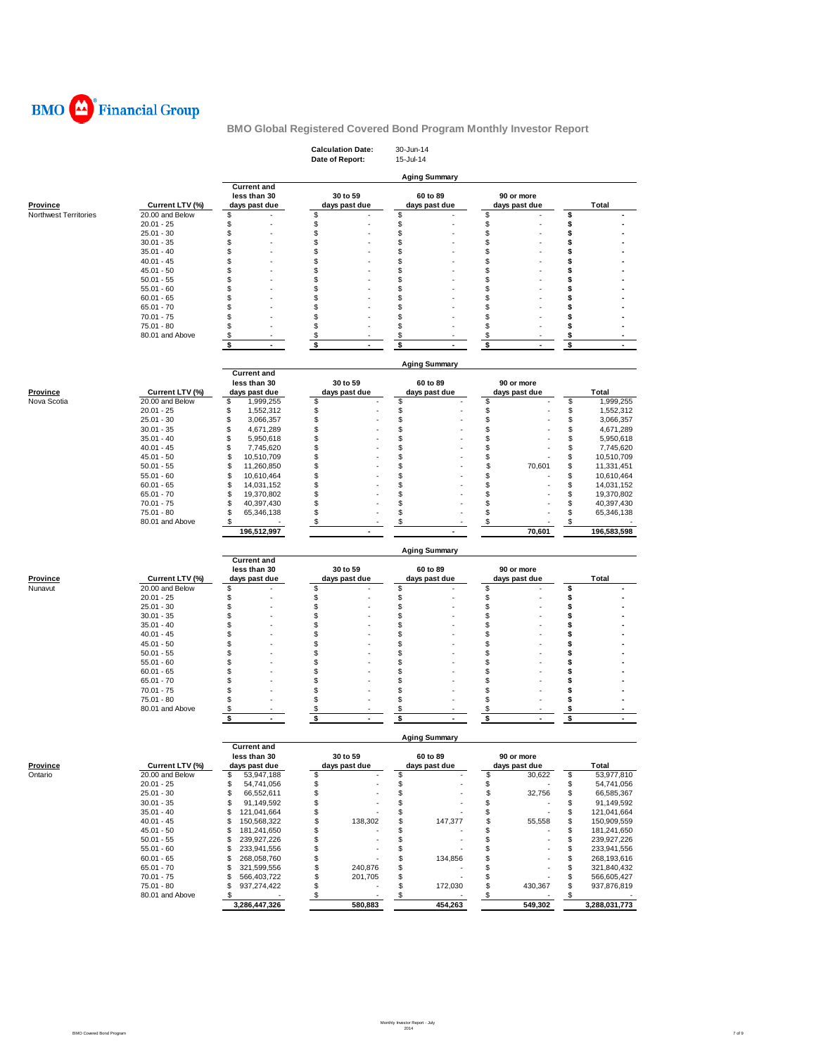BMO Financial Group

## BMO Global Registered Covered Bond Program Monthly Investor Report

**Calculation Date:** 30-Jun-14
**Date of Report:** 15-Jul-14

### Aging Summary

| Province | Current LTV (%) | Current and less than 30 days past due | 30 to 59 days past due | 60 to 89 days past due | 90 or more days past due | Total |
|---|---|---|---|---|---|---|
| Northwest Territories | 20.00 and Below | $ - | $ - | $ - | $ - | $ - |
| | 20.01 - 25 | $ - | $ - | $ - | $ - | $ - |
| | 25.01 - 30 | $ - | $ - | $ - | $ - | $ - |
| | 30.01 - 35 | $ - | $ - | $ - | $ - | $ - |
| | 35.01 - 40 | $ - | $ - | $ - | $ - | $ - |
| | 40.01 - 45 | $ - | $ - | $ - | $ - | $ - |
| | 45.01 - 50 | $ - | $ - | $ - | $ - | $ - |
| | 50.01 - 55 | $ - | $ - | $ - | $ - | $ - |
| | 55.01 - 60 | $ - | $ - | $ - | $ - | $ - |
| | 60.01 - 65 | $ - | $ - | $ - | $ - | $ - |
| | 65.01 - 70 | $ - | $ - | $ - | $ - | $ - |
| | 70.01 - 75 | $ - | $ - | $ - | $ - | $ - |
| | 75.01 - 80 | $ - | $ - | $ - | $ - | $ - |
| | 80.01 and Above | $ - | $ - | $ - | $ - | $ - |
| | | $ - | $ - | $ - | $ - | $ - |

### Aging Summary

| Province | Current LTV (%) | Current and less than 30 days past due | 30 to 59 days past due | 60 to 89 days past due | 90 or more days past due | Total |
|---|---|---|---|---|---|---|
| Nova Scotia | 20.00 and Below | $ 1,999,255 | $ - | $ - | $ - | $ 1,999,255 |
| | 20.01 - 25 | $ 1,552,312 | $ - | $ - | $ - | $ 1,552,312 |
| | 25.01 - 30 | $ 3,066,357 | $ - | $ - | $ - | $ 3,066,357 |
| | 30.01 - 35 | $ 4,671,289 | $ - | $ - | $ - | $ 4,671,289 |
| | 35.01 - 40 | $ 5,950,618 | $ - | $ - | $ - | $ 5,950,618 |
| | 40.01 - 45 | $ 7,745,620 | $ - | $ - | $ - | $ 7,745,620 |
| | 45.01 - 50 | $ 10,510,709 | $ - | $ - | $ - | $ 10,510,709 |
| | 50.01 - 55 | $ 11,260,850 | $ - | $ - | $ 70,601 | $ 11,331,451 |
| | 55.01 - 60 | $ 10,610,464 | $ - | $ - | $ - | $ 10,610,464 |
| | 60.01 - 65 | $ 14,031,152 | $ - | $ - | $ - | $ 14,031,152 |
| | 65.01 - 70 | $ 19,370,802 | $ - | $ - | $ - | $ 19,370,802 |
| | 70.01 - 75 | $ 40,397,430 | $ - | $ - | $ - | $ 40,397,430 |
| | 75.01 - 80 | $ 65,346,138 | $ - | $ - | $ - | $ 65,346,138 |
| | 80.01 and Above | $ - | $ - | $ - | $ - | $ - |
| | | 196,512,997 | - | - | 70,601 | 196,583,598 |

### Aging Summary

| Province | Current LTV (%) | Current and less than 30 days past due | 30 to 59 days past due | 60 to 89 days past due | 90 or more days past due | Total |
|---|---|---|---|---|---|---|
| Nunavut | 20.00 and Below | $ - | $ - | $ - | $ - | $ - |
| | 20.01 - 25 | $ - | $ - | $ - | $ - | $ - |
| | 25.01 - 30 | $ - | $ - | $ - | $ - | $ - |
| | 30.01 - 35 | $ - | $ - | $ - | $ - | $ - |
| | 35.01 - 40 | $ - | $ - | $ - | $ - | $ - |
| | 40.01 - 45 | $ - | $ - | $ - | $ - | $ - |
| | 45.01 - 50 | $ - | $ - | $ - | $ - | $ - |
| | 50.01 - 55 | $ - | $ - | $ - | $ - | $ - |
| | 55.01 - 60 | $ - | $ - | $ - | $ - | $ - |
| | 60.01 - 65 | $ - | $ - | $ - | $ - | $ - |
| | 65.01 - 70 | $ - | $ - | $ - | $ - | $ - |
| | 70.01 - 75 | $ - | $ - | $ - | $ - | $ - |
| | 75.01 - 80 | $ - | $ - | $ - | $ - | $ - |
| | 80.01 and Above | $ - | $ - | $ - | $ - | $ - |
| | | $ - | $ - | $ - | $ - | $ - |

### Aging Summary

| Province | Current LTV (%) | Current and less than 30 days past due | 30 to 59 days past due | 60 to 89 days past due | 90 or more days past due | Total |
|---|---|---|---|---|---|---|
| Ontario | 20.00 and Below | $ 53,947,188 | $ - | $ - | $ 30,622 | $ 53,977,810 |
| | 20.01 - 25 | $ 54,741,056 | $ - | $ - | $ - | $ 54,741,056 |
| | 25.01 - 30 | $ 66,552,611 | $ - | $ - | $ 32,756 | $ 66,585,367 |
| | 30.01 - 35 | $ 91,149,592 | $ - | $ - | $ - | $ 91,149,592 |
| | 35.01 - 40 | $ 121,041,664 | $ - | $ - | $ - | $ 121,041,664 |
| | 40.01 - 45 | $ 150,568,322 | $ 138,302 | $ 147,377 | $ 55,558 | $ 150,909,559 |
| | 45.01 - 50 | $ 181,241,650 | $ - | $ - | $ - | $ 181,241,650 |
| | 50.01 - 55 | $ 239,927,226 | $ - | $ - | $ - | $ 239,927,226 |
| | 55.01 - 60 | $ 233,941,556 | $ - | $ - | $ - | $ 233,941,556 |
| | 60.01 - 65 | $ 268,058,760 | $ - | $ 134,856 | $ - | $ 268,193,616 |
| | 65.01 - 70 | $ 321,599,556 | $ 240,876 | $ - | $ - | $ 321,840,432 |
| | 70.01 - 75 | $ 566,403,722 | $ 201,705 | $ - | $ - | $ 566,605,427 |
| | 75.01 - 80 | $ 937,274,422 | $ - | $ 172,030 | $ 430,367 | $ 937,876,819 |
| | 80.01 and Above | $ - | $ - | $ - | $ - | $ - |
| | | 3,286,447,326 | 580,883 | 454,263 | 549,302 | 3,288,031,773 |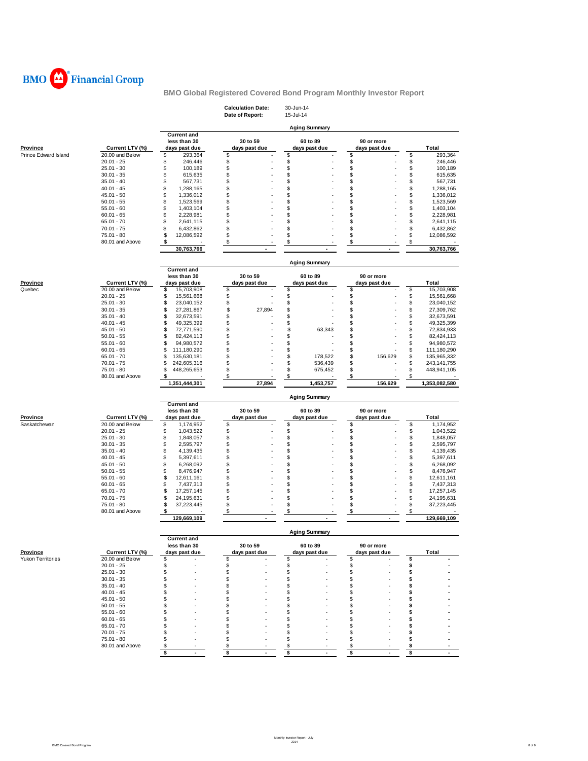**BMO Financial Group**

# BMO Global Registered Covered Bond Program Monthly Investor Report

**Calculation Date:** 30-Jun-14
**Date of Report:** 15-Jul-14

## Aging Summary

| Province | Current LTV (%) | Current and less than 30 days past due | 30 to 59 days past due | 60 to 89 days past due | 90 or more days past due | Total |
|---|---|---|---|---|---|---|
| Prince Edward Island | 20.00 and Below | $ 293,364 | $ - | $ - | $ - | $ 293,364 |
| | 20.01 - 25 | $ 246,446 | $ - | $ - | $ - | $ 246,446 |
| | 25.01 - 30 | $ 100,189 | $ - | $ - | $ - | $ 100,189 |
| | 30.01 - 35 | $ 615,635 | $ - | $ - | $ - | $ 615,635 |
| | 35.01 - 40 | $ 567,731 | $ - | $ - | $ - | $ 567,731 |
| | 40.01 - 45 | $ 1,288,165 | $ - | $ - | $ - | $ 1,288,165 |
| | 45.01 - 50 | $ 1,336,012 | $ - | $ - | $ - | $ 1,336,012 |
| | 50.01 - 55 | $ 1,523,569 | $ - | $ - | $ - | $ 1,523,569 |
| | 55.01 - 60 | $ 1,403,104 | $ - | $ - | $ - | $ 1,403,104 |
| | 60.01 - 65 | $ 2,228,981 | $ - | $ - | $ - | $ 2,228,981 |
| | 65.01 - 70 | $ 2,641,115 | $ - | $ - | $ - | $ 2,641,115 |
| | 70.01 - 75 | $ 6,432,862 | $ - | $ - | $ - | $ 6,432,862 |
| | 75.01 - 80 | $ 12,086,592 | $ - | $ - | $ - | $ 12,086,592 |
| | 80.01 and Above | $ - | $ - | $ - | $ - | $ - |
| | | 30,763,766 | - | - | - | 30,763,766 |

## Aging Summary

| Province | Current LTV (%) | Current and less than 30 days past due | 30 to 59 days past due | 60 to 89 days past due | 90 or more days past due | Total |
|---|---|---|---|---|---|---|
| Quebec | 20.00 and Below | $ 15,703,908 | $ - | $ - | $ - | $ 15,703,908 |
| | 20.01 - 25 | $ 15,561,668 | $ - | $ - | $ - | $ 15,561,668 |
| | 25.01 - 30 | $ 23,040,152 | $ - | $ - | $ - | $ 23,040,152 |
| | 30.01 - 35 | $ 27,281,867 | $ 27,894 | $ - | $ - | $ 27,309,762 |
| | 35.01 - 40 | $ 32,673,591 | $ - | $ - | $ - | $ 32,673,591 |
| | 40.01 - 45 | $ 49,325,399 | $ - | $ - | $ - | $ 49,325,399 |
| | 45.01 - 50 | $ 72,771,590 | $ - | $ 63,343 | $ - | $ 72,834,933 |
| | 50.01 - 55 | $ 82,424,113 | $ - | $ - | $ - | $ 82,424,113 |
| | 55.01 - 60 | $ 94,980,572 | $ - | $ - | $ - | $ 94,980,572 |
| | 60.01 - 65 | $ 111,180,290 | $ - | $ - | $ - | $ 111,180,290 |
| | 65.01 - 70 | $ 135,630,181 | $ - | $ 178,522 | $ 156,629 | $ 135,965,332 |
| | 70.01 - 75 | $ 242,605,316 | $ - | $ 536,439 | $ - | $ 243,141,755 |
| | 75.01 - 80 | $ 448,265,653 | $ - | $ 675,452 | $ - | $ 448,941,105 |
| | 80.01 and Above | $ - | $ - | $ - | $ - | $ - |
| | | 1,351,444,301 | 27,894 | 1,453,757 | 156,629 | 1,353,082,580 |

## Aging Summary

| Province | Current LTV (%) | Current and less than 30 days past due | 30 to 59 days past due | 60 to 89 days past due | 90 or more days past due | Total |
|---|---|---|---|---|---|---|
| Saskatchewan | 20.00 and Below | $ 1,174,952 | $ - | $ - | $ - | $ 1,174,952 |
| | 20.01 - 25 | $ 1,043,522 | $ - | $ - | $ - | $ 1,043,522 |
| | 25.01 - 30 | $ 1,848,057 | $ - | $ - | $ - | $ 1,848,057 |
| | 30.01 - 35 | $ 2,595,797 | $ - | $ - | $ - | $ 2,595,797 |
| | 35.01 - 40 | $ 4,139,435 | $ - | $ - | $ - | $ 4,139,435 |
| | 40.01 - 45 | $ 5,397,611 | $ - | $ - | $ - | $ 5,397,611 |
| | 45.01 - 50 | $ 6,268,092 | $ - | $ - | $ - | $ 6,268,092 |
| | 50.01 - 55 | $ 8,476,947 | $ - | $ - | $ - | $ 8,476,947 |
| | 55.01 - 60 | $ 12,611,161 | $ - | $ - | $ - | $ 12,611,161 |
| | 60.01 - 65 | $ 7,437,313 | $ - | $ - | $ - | $ 7,437,313 |
| | 65.01 - 70 | $ 17,257,145 | $ - | $ - | $ - | $ 17,257,145 |
| | 70.01 - 75 | $ 24,195,631 | $ - | $ - | $ - | $ 24,195,631 |
| | 75.01 - 80 | $ 37,223,445 | $ - | $ - | $ - | $ 37,223,445 |
| | 80.01 and Above | $ - | $ - | $ - | $ - | $ - |
| | | 129,669,109 | - | - | - | 129,669,109 |

## Aging Summary

| Province | Current LTV (%) | Current and less than 30 days past due | 30 to 59 days past due | 60 to 89 days past due | 90 or more days past due | Total |
|---|---|---|---|---|---|---|
| Yukon Territories | 20.00 and Below | $ - | $ - | $ - | $ - | $ - |
| | 20.01 - 25 | $ - | $ - | $ - | $ - | $ - |
| | 25.01 - 30 | $ - | $ - | $ - | $ - | $ - |
| | 30.01 - 35 | $ - | $ - | $ - | $ - | $ - |
| | 35.01 - 40 | $ - | $ - | $ - | $ - | $ - |
| | 40.01 - 45 | $ - | $ - | $ - | $ - | $ - |
| | 45.01 - 50 | $ - | $ - | $ - | $ - | $ - |
| | 50.01 - 55 | $ - | $ - | $ - | $ - | $ - |
| | 55.01 - 60 | $ - | $ - | $ - | $ - | $ - |
| | 60.01 - 65 | $ - | $ - | $ - | $ - | $ - |
| | 65.01 - 70 | $ - | $ - | $ - | $ - | $ - |
| | 70.01 - 75 | $ - | $ - | $ - | $ - | $ - |
| | 75.01 - 80 | $ - | $ - | $ - | $ - | $ - |
| | 80.01 and Above | $ - | $ - | $ - | $ - | $ - |
| | | $ - | $ - | $ - | $ - | $ - |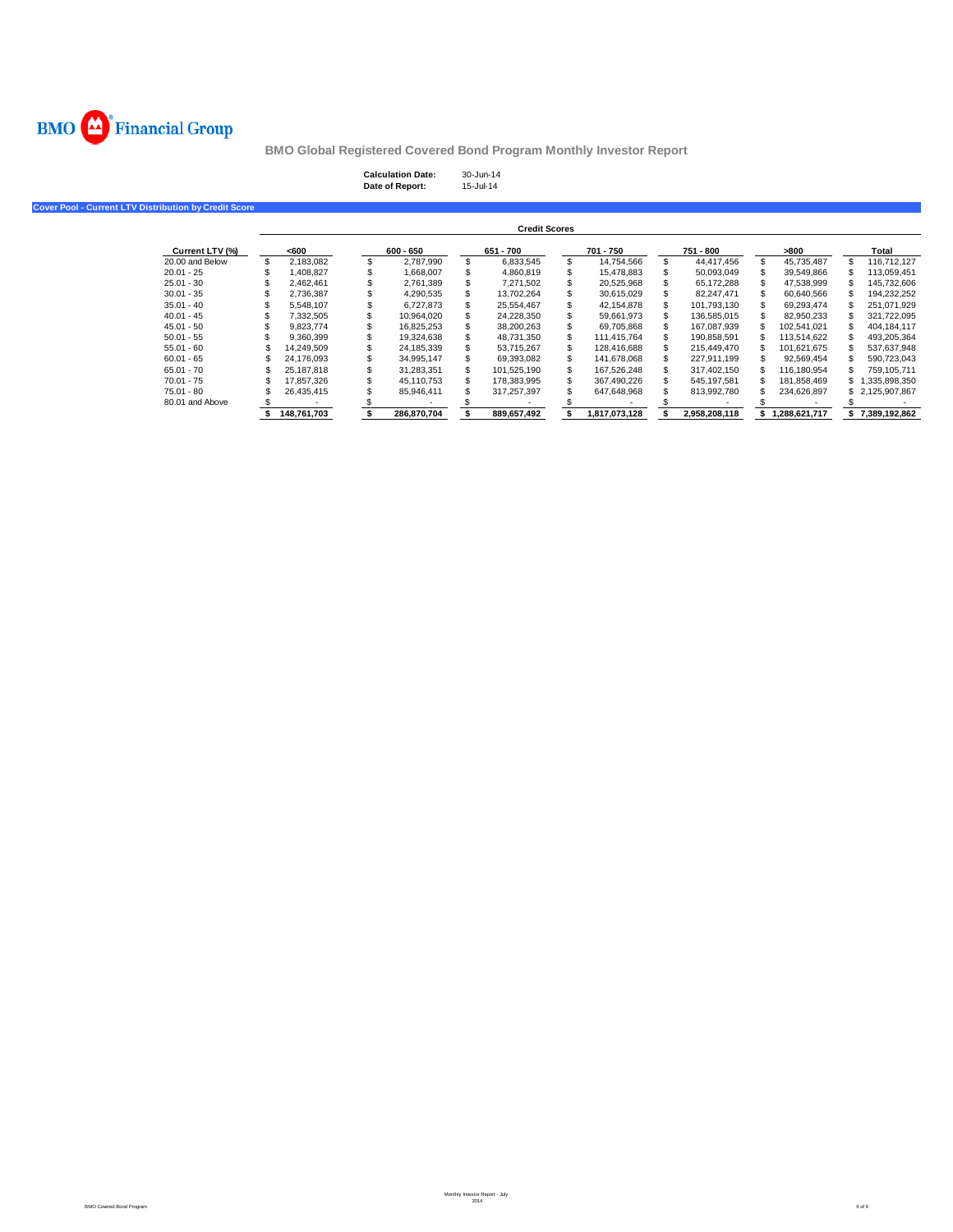BMO Financial Group

# BMO Global Registered Covered Bond Program Monthly Investor Report

**Calculation Date:** 30-Jun-14
**Date of Report:** 15-Jul-14

## Cover Pool - Current LTV Distribution by Credit Score

| | Credit Scores | | | | | | |
|---|---|---|---|---|---|---|---|
| **Current LTV (%)** | **<600** | **600 - 650** | **651 - 700** | **701 - 750** | **751 - 800** | **>800** | **Total** |
| 20.00 and Below | $ 2,183,082 | $ 2,787,990 | $ 6,833,545 | $ 14,754,566 | $ 44,417,456 | $ 45,735,487 | $ 116,712,127 |
| 20.01 - 25 | $ 1,408,827 | $ 1,668,007 | $ 4,860,819 | $ 15,478,883 | $ 50,093,049 | $ 39,549,866 | $ 113,059,451 |
| 25.01 - 30 | $ 2,462,461 | $ 2,761,389 | $ 7,271,502 | $ 20,525,968 | $ 65,172,288 | $ 47,538,999 | $ 145,732,606 |
| 30.01 - 35 | $ 2,736,387 | $ 4,290,535 | $ 13,702,264 | $ 30,615,029 | $ 82,247,471 | $ 60,640,566 | $ 194,232,252 |
| 35.01 - 40 | $ 5,548,107 | $ 6,727,873 | $ 25,554,467 | $ 42,154,878 | $ 101,793,130 | $ 69,293,474 | $ 251,071,929 |
| 40.01 - 45 | $ 7,332,505 | $ 10,964,020 | $ 24,228,350 | $ 59,661,973 | $ 136,585,015 | $ 82,950,233 | $ 321,722,095 |
| 45.01 - 50 | $ 9,823,774 | $ 16,825,253 | $ 38,200,263 | $ 69,705,868 | $ 167,087,939 | $ 102,541,021 | $ 404,184,117 |
| 50.01 - 55 | $ 9,360,399 | $ 19,324,638 | $ 48,731,350 | $ 111,415,764 | $ 190,858,591 | $ 113,514,622 | $ 493,205,364 |
| 55.01 - 60 | $ 14,249,509 | $ 24,185,339 | $ 53,715,267 | $ 128,416,688 | $ 215,449,470 | $ 101,621,675 | $ 537,637,948 |
| 60.01 - 65 | $ 24,176,093 | $ 34,995,147 | $ 69,393,082 | $ 141,678,068 | $ 227,911,199 | $ 92,569,454 | $ 590,723,043 |
| 65.01 - 70 | $ 25,187,818 | $ 31,283,351 | $ 101,525,190 | $ 167,526,248 | $ 317,402,150 | $ 116,180,954 | $ 759,105,711 |
| 70.01 - 75 | $ 17,857,326 | $ 45,110,753 | $ 178,383,995 | $ 367,490,226 | $ 545,197,581 | $ 181,858,469 | $ 1,335,898,350 |
| 75.01 - 80 | $ 26,435,415 | $ 85,946,411 | $ 317,257,397 | $ 647,648,968 | $ 813,992,780 | $ 234,626,897 | $ 2,125,907,867 |
| 80.01 and Above | $ - | $ - | $ - | $ - | $ - | $ - | $ - |
| | **$ 148,761,703** | **$ 286,870,704** | **$ 889,657,492** | **$ 1,817,073,128** | **$ 2,958,208,118** | **$ 1,288,621,717** | **$ 7,389,192,862** |